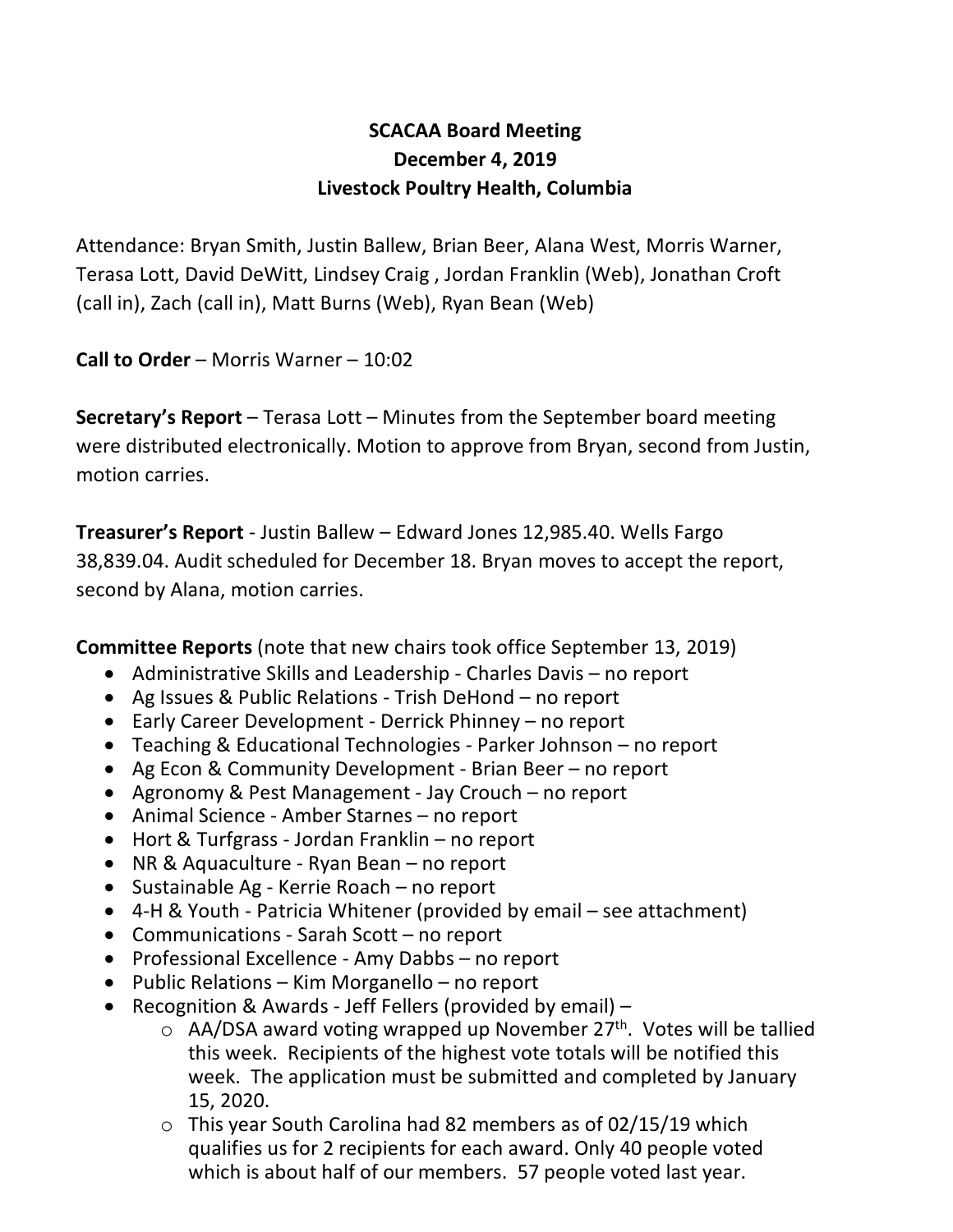# SCACAA Board Meeting
## December 4, 2019
## Livestock Poultry Health, Columbia

Attendance: Bryan Smith, Justin Ballew, Brian Beer, Alana West, Morris Warner, Terasa Lott, David DeWitt, Lindsey Craig , Jordan Franklin (Web), Jonathan Croft (call in), Zach (call in), Matt Burns (Web), Ryan Bean (Web)

**Call to Order** – Morris Warner – 10:02

**Secretary's Report** – Terasa Lott – Minutes from the September board meeting were distributed electronically. Motion to approve from Bryan, second from Justin, motion carries.

**Treasurer's Report** - Justin Ballew – Edward Jones 12,985.40. Wells Fargo 38,839.04. Audit scheduled for December 18. Bryan moves to accept the report, second by Alana, motion carries.

**Committee Reports** (note that new chairs took office September 13, 2019)

- Administrative Skills and Leadership - Charles Davis – no report
- Ag Issues & Public Relations - Trish DeHond – no report
- Early Career Development - Derrick Phinney – no report
- Teaching & Educational Technologies - Parker Johnson – no report
- Ag Econ & Community Development - Brian Beer – no report
- Agronomy & Pest Management - Jay Crouch – no report
- Animal Science - Amber Starnes – no report
- Hort & Turfgrass - Jordan Franklin – no report
- NR & Aquaculture - Ryan Bean – no report
- Sustainable Ag - Kerrie Roach – no report
- 4-H & Youth - Patricia Whitener (provided by email – see attachment)
- Communications - Sarah Scott – no report
- Professional Excellence - Amy Dabbs – no report
- Public Relations – Kim Morganello – no report
- Recognition & Awards - Jeff Fellers (provided by email) –
  - AA/DSA award voting wrapped up November 27th. Votes will be tallied this week. Recipients of the highest vote totals will be notified this week. The application must be submitted and completed by January 15, 2020.
  - This year South Carolina had 82 members as of 02/15/19 which qualifies us for 2 recipients for each award. Only 40 people voted which is about half of our members. 57 people voted last year.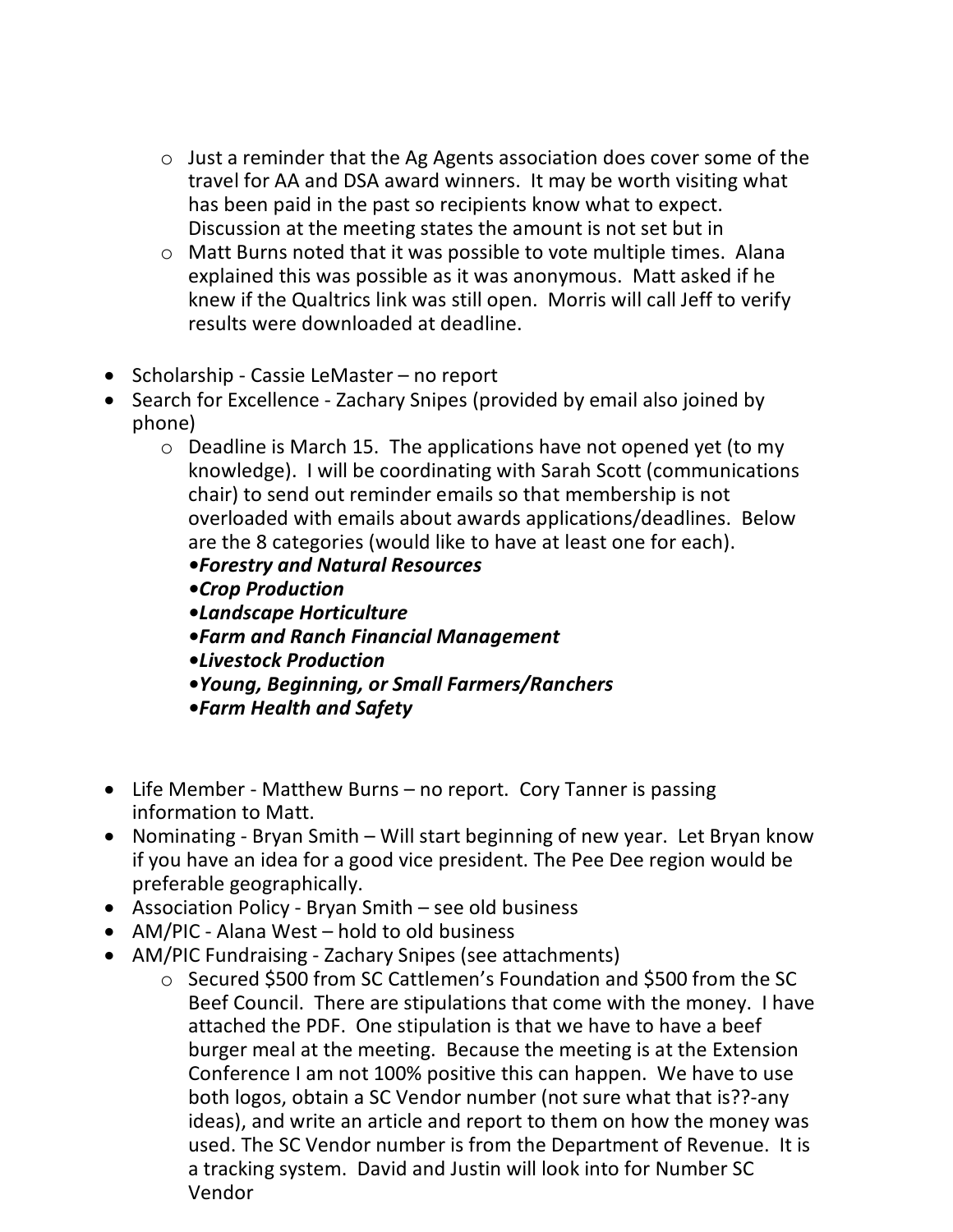- Just a reminder that the Ag Agents association does cover some of the travel for AA and DSA award winners. It may be worth visiting what has been paid in the past so recipients know what to expect. Discussion at the meeting states the amount is not set but in
  - Matt Burns noted that it was possible to vote multiple times. Alana explained this was possible as it was anonymous. Matt asked if he knew if the Qualtrics link was still open. Morris will call Jeff to verify results were downloaded at deadline.

- Scholarship - Cassie LeMaster – no report
- Search for Excellence - Zachary Snipes (provided by email also joined by phone)
  - Deadline is March 15. The applications have not opened yet (to my knowledge). I will be coordinating with Sarah Scott (communications chair) to send out reminder emails so that membership is not overloaded with emails about awards applications/deadlines. Below are the 8 categories (would like to have at least one for each).
    ***•Forestry and Natural Resources***
    ***•Crop Production***
    ***•Landscape Horticulture***
    ***•Farm and Ranch Financial Management***
    ***•Livestock Production***
    ***•Young, Beginning, or Small Farmers/Ranchers***
    ***•Farm Health and Safety***

- Life Member - Matthew Burns – no report. Cory Tanner is passing information to Matt.
- Nominating - Bryan Smith – Will start beginning of new year. Let Bryan know if you have an idea for a good vice president. The Pee Dee region would be preferable geographically.
- Association Policy - Bryan Smith – see old business
- AM/PIC - Alana West – hold to old business
- AM/PIC Fundraising - Zachary Snipes (see attachments)
  - Secured $500 from SC Cattlemen's Foundation and $500 from the SC Beef Council. There are stipulations that come with the money. I have attached the PDF. One stipulation is that we have to have a beef burger meal at the meeting. Because the meeting is at the Extension Conference I am not 100% positive this can happen. We have to use both logos, obtain a SC Vendor number (not sure what that is??-any ideas), and write an article and report to them on how the money was used. The SC Vendor number is from the Department of Revenue. It is a tracking system. David and Justin will look into for Number SC Vendor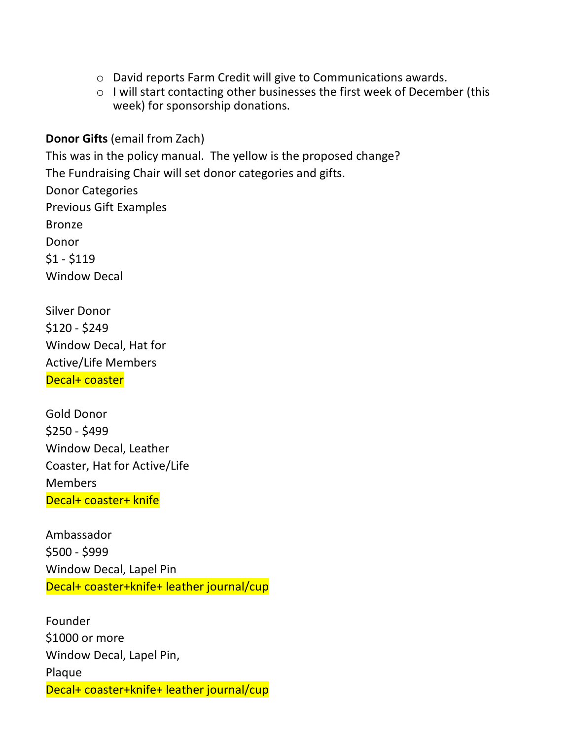- David reports Farm Credit will give to Communications awards.
  - I will start contacting other businesses the first week of December (this week) for sponsorship donations.

**Donor Gifts** (email from Zach)

This was in the policy manual. The yellow is the proposed change?

The Fundraising Chair will set donor categories and gifts.

Donor Categories

Previous Gift Examples

Bronze

Donor

$1 - $119

Window Decal

Silver Donor

$120 - $249

Window Decal, Hat for

Active/Life Members

Decal+ coaster

Gold Donor

$250 - $499

Window Decal, Leather

Coaster, Hat for Active/Life

Members

Decal+ coaster+ knife

Ambassador

$500 - $999

Window Decal, Lapel Pin

Decal+ coaster+knife+ leather journal/cup

Founder

$1000 or more

Window Decal, Lapel Pin,

Plaque

Decal+ coaster+knife+ leather journal/cup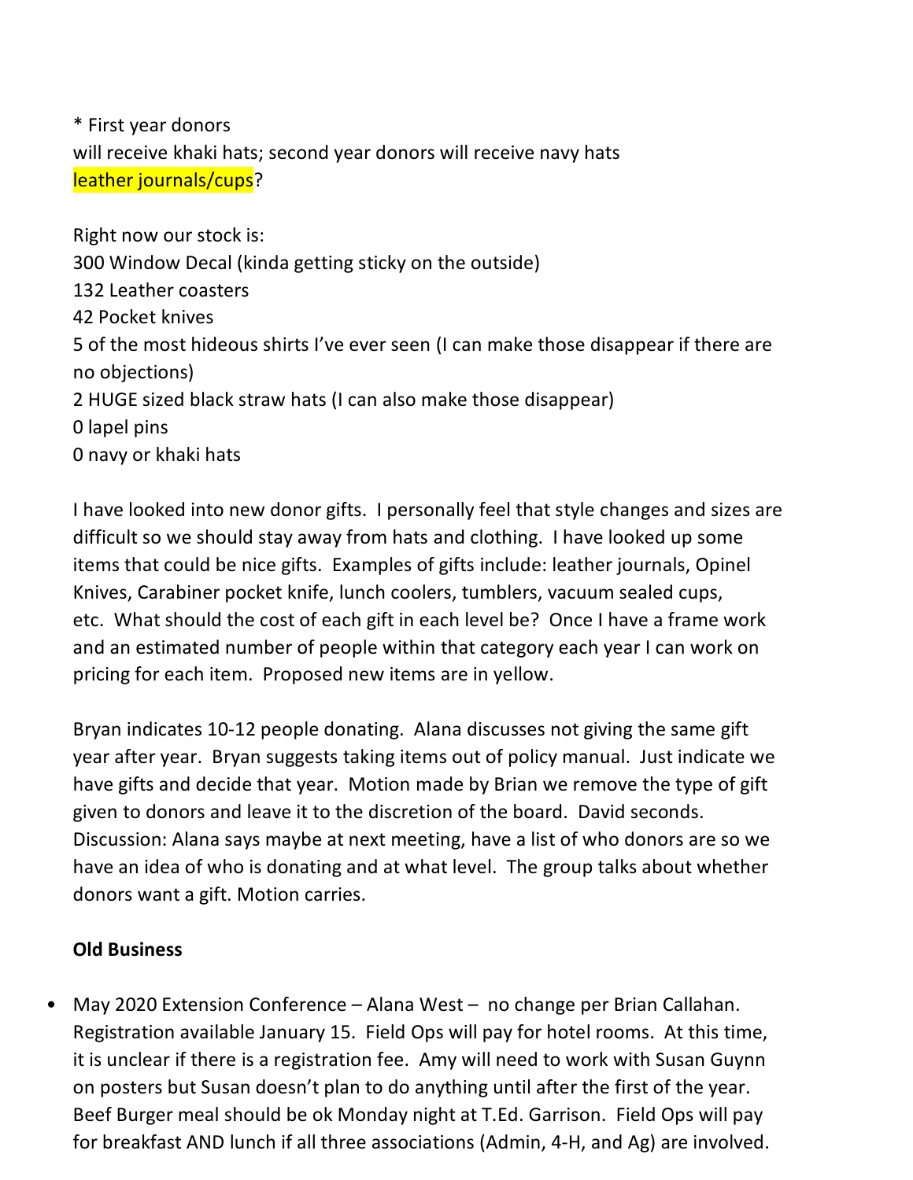* First year donors
will receive khaki hats; second year donors will receive navy hats
leather journals/cups?

Right now our stock is:
300 Window Decal (kinda getting sticky on the outside)
132 Leather coasters
42 Pocket knives
5 of the most hideous shirts I've ever seen (I can make those disappear if there are no objections)
2 HUGE sized black straw hats (I can also make those disappear)
0 lapel pins
0 navy or khaki hats

I have looked into new donor gifts. I personally feel that style changes and sizes are difficult so we should stay away from hats and clothing. I have looked up some items that could be nice gifts. Examples of gifts include: leather journals, Opinel Knives, Carabiner pocket knife, lunch coolers, tumblers, vacuum sealed cups, etc. What should the cost of each gift in each level be? Once I have a frame work and an estimated number of people within that category each year I can work on pricing for each item. Proposed new items are in yellow.

Bryan indicates 10-12 people donating. Alana discusses not giving the same gift year after year. Bryan suggests taking items out of policy manual. Just indicate we have gifts and decide that year. Motion made by Brian we remove the type of gift given to donors and leave it to the discretion of the board. David seconds. Discussion: Alana says maybe at next meeting, have a list of who donors are so we have an idea of who is donating and at what level. The group talks about whether donors want a gift. Motion carries.

**Old Business**

- May 2020 Extension Conference – Alana West – no change per Brian Callahan. Registration available January 15. Field Ops will pay for hotel rooms. At this time, it is unclear if there is a registration fee. Amy will need to work with Susan Guynn on posters but Susan doesn't plan to do anything until after the first of the year. Beef Burger meal should be ok Monday night at T.Ed. Garrison. Field Ops will pay for breakfast AND lunch if all three associations (Admin, 4-H, and Ag) are involved.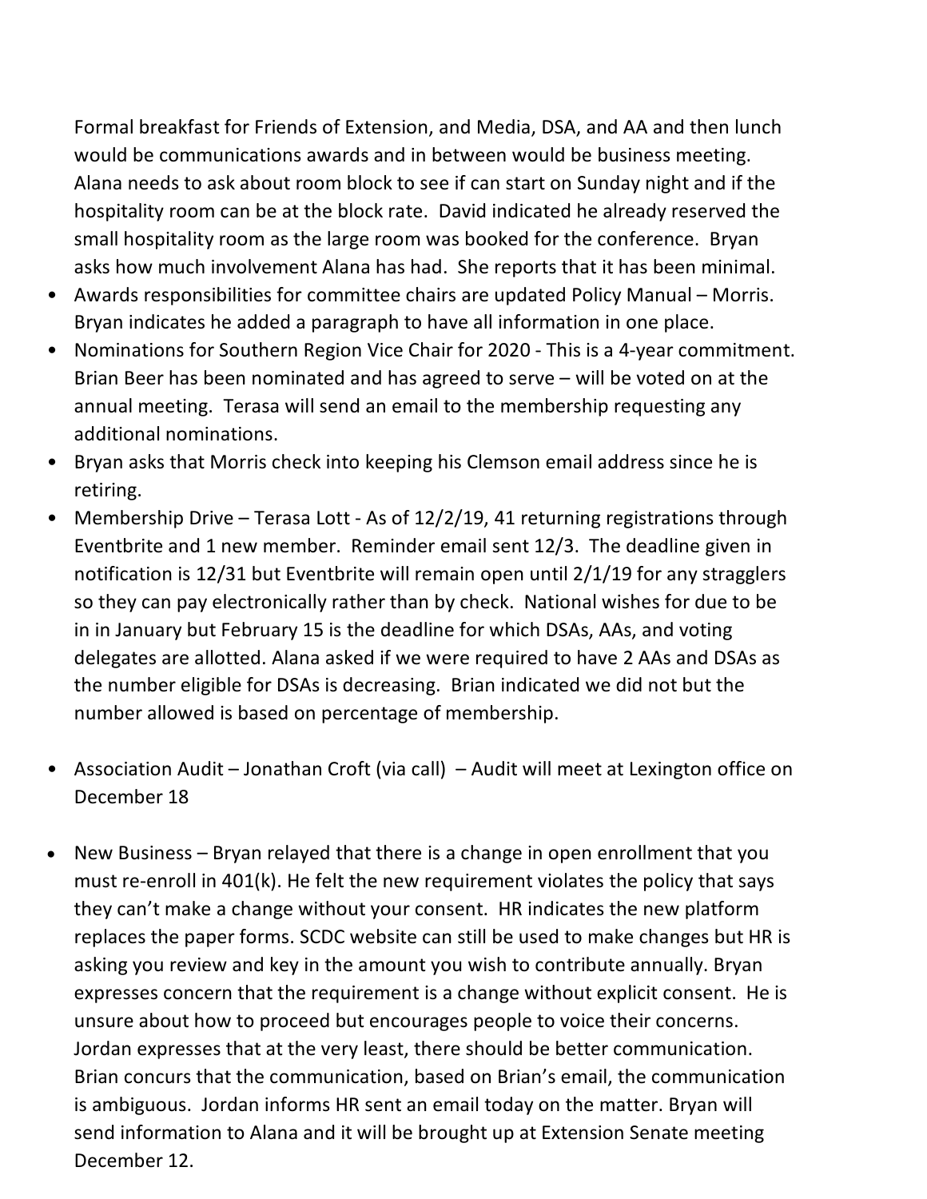Formal breakfast for Friends of Extension, and Media, DSA, and AA and then lunch would be communications awards and in between would be business meeting. Alana needs to ask about room block to see if can start on Sunday night and if the hospitality room can be at the block rate. David indicated he already reserved the small hospitality room as the large room was booked for the conference. Bryan asks how much involvement Alana has had. She reports that it has been minimal.

- Awards responsibilities for committee chairs are updated Policy Manual – Morris. Bryan indicates he added a paragraph to have all information in one place.
- Nominations for Southern Region Vice Chair for 2020 - This is a 4-year commitment. Brian Beer has been nominated and has agreed to serve – will be voted on at the annual meeting. Terasa will send an email to the membership requesting any additional nominations.
- Bryan asks that Morris check into keeping his Clemson email address since he is retiring.
- Membership Drive – Terasa Lott - As of 12/2/19, 41 returning registrations through Eventbrite and 1 new member. Reminder email sent 12/3. The deadline given in notification is 12/31 but Eventbrite will remain open until 2/1/19 for any stragglers so they can pay electronically rather than by check. National wishes for due to be in in January but February 15 is the deadline for which DSAs, AAs, and voting delegates are allotted. Alana asked if we were required to have 2 AAs and DSAs as the number eligible for DSAs is decreasing. Brian indicated we did not but the number allowed is based on percentage of membership.

- Association Audit – Jonathan Croft (via call) – Audit will meet at Lexington office on December 18

- New Business – Bryan relayed that there is a change in open enrollment that you must re-enroll in 401(k). He felt the new requirement violates the policy that says they can't make a change without your consent. HR indicates the new platform replaces the paper forms. SCDC website can still be used to make changes but HR is asking you review and key in the amount you wish to contribute annually. Bryan expresses concern that the requirement is a change without explicit consent. He is unsure about how to proceed but encourages people to voice their concerns. Jordan expresses that at the very least, there should be better communication. Brian concurs that the communication, based on Brian's email, the communication is ambiguous. Jordan informs HR sent an email today on the matter. Bryan will send information to Alana and it will be brought up at Extension Senate meeting December 12.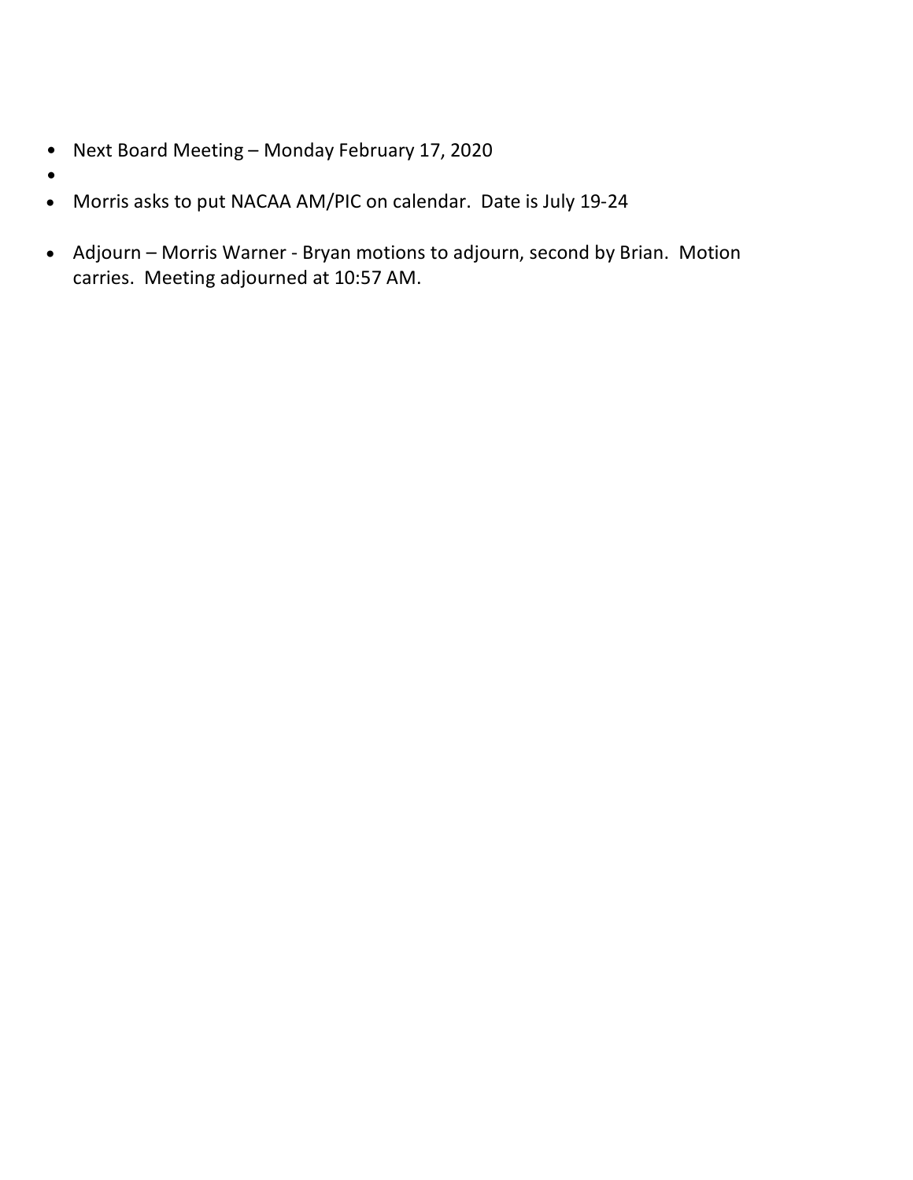- Next Board Meeting – Monday February 17, 2020
- 
- Morris asks to put NACAA AM/PIC on calendar. Date is July 19-24
- Adjourn – Morris Warner - Bryan motions to adjourn, second by Brian. Motion carries. Meeting adjourned at 10:57 AM.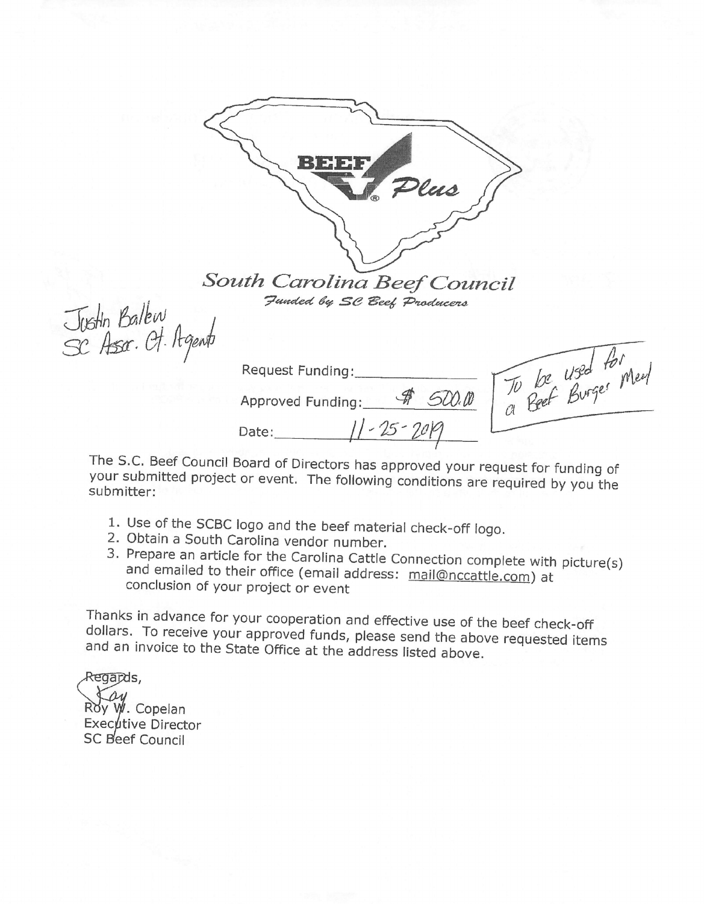BEEF Plus

*South Carolina Beef Council*

*Funded by SC Beef Producers*

Justin Ballew
SC Assoc. Cty. Agents

Request Funding:\_\_\_\_\_\_\_\_\_\_\_\_

Approved Funding: $ 500.00

Date: 11-25-2019

To be used for a Beef Burger Meal

The S.C. Beef Council Board of Directors has approved your request for funding of your submitted project or event. The following conditions are required by you the submitter:

1. Use of the SCBC logo and the beef material check-off logo.
2. Obtain a South Carolina vendor number.
3. Prepare an article for the Carolina Cattle Connection complete with picture(s) and emailed to their office (email address: mail@nccattle.com) at conclusion of your project or event

Thanks in advance for your cooperation and effective use of the beef check-off dollars. To receive your approved funds, please send the above requested items and an invoice to the State Office at the address listed above.

Regards,

Roy

Roy W. Copelan
Executive Director
SC Beef Council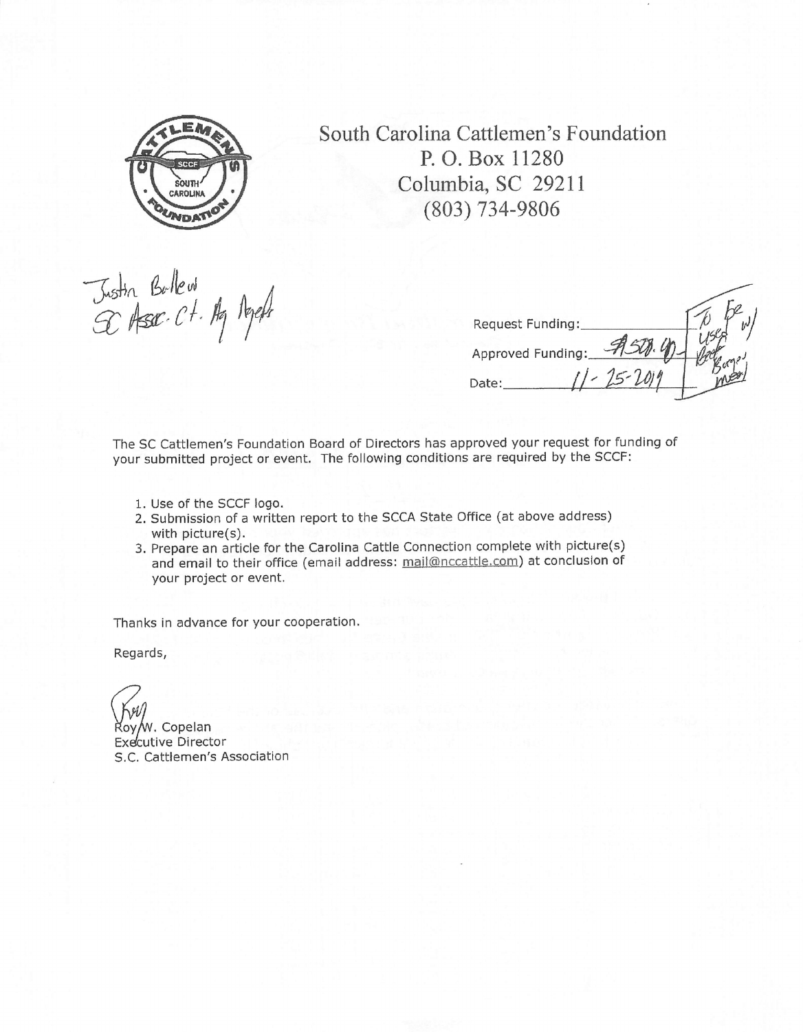# South Carolina Cattlemen's Foundation

P. O. Box 11280
Columbia, SC 29211
(803) 734-9806

Justin Ballew
SC Assoc. Ct. Ag Agent

Request Funding: ________
Approved Funding: $1500.00
Date: 11-25-2019

To be used w/ Beef Burger meal

The SC Cattlemen's Foundation Board of Directors has approved your request for funding of your submitted project or event. The following conditions are required by the SCCF:

1. Use of the SCCF logo.
2. Submission of a written report to the SCCA State Office (at above address) with picture(s).
3. Prepare an article for the Carolina Cattle Connection complete with picture(s) and email to their office (email address: mail@nccattle.com) at conclusion of your project or event.

Thanks in advance for your cooperation.

Regards,

Roy W. Copelan
Executive Director
S.C. Cattlemen's Association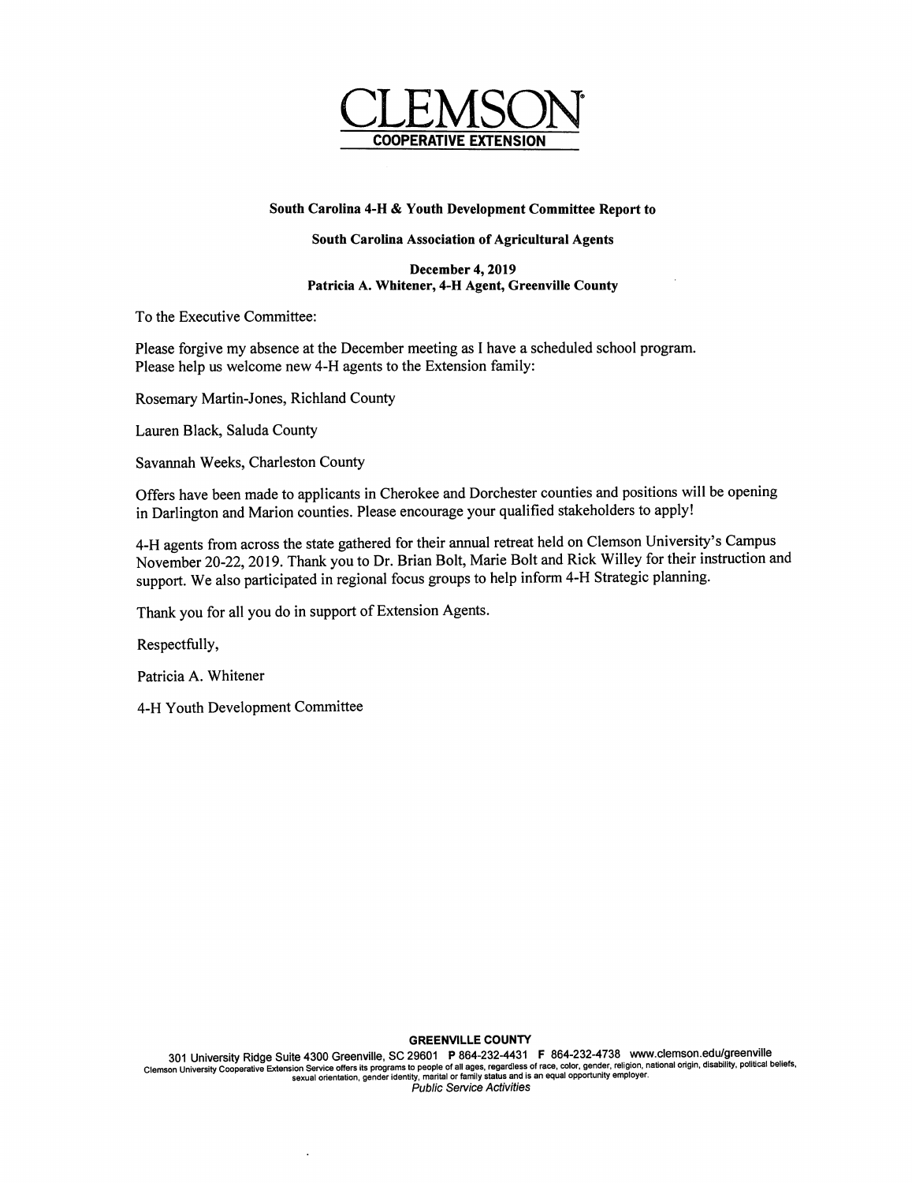# CLEMSON

**COOPERATIVE EXTENSION**

**South Carolina 4-H & Youth Development Committee Report to**

**South Carolina Association of Agricultural Agents**

**December 4, 2019**
**Patricia A. Whitener, 4-H Agent, Greenville County**

To the Executive Committee:

Please forgive my absence at the December meeting as I have a scheduled school program. Please help us welcome new 4-H agents to the Extension family:

Rosemary Martin-Jones, Richland County

Lauren Black, Saluda County

Savannah Weeks, Charleston County

Offers have been made to applicants in Cherokee and Dorchester counties and positions will be opening in Darlington and Marion counties. Please encourage your qualified stakeholders to apply!

4-H agents from across the state gathered for their annual retreat held on Clemson University's Campus November 20-22, 2019. Thank you to Dr. Brian Bolt, Marie Bolt and Rick Willey for their instruction and support. We also participated in regional focus groups to help inform 4-H Strategic planning.

Thank you for all you do in support of Extension Agents.

Respectfully,

Patricia A. Whitener

4-H Youth Development Committee

**GREENVILLE COUNTY**

301 University Ridge Suite 4300 Greenville, SC 29601 **P** 864-232-4431 **F** 864-232-4738 www.clemson.edu/greenville

Clemson University Cooperative Extension Service offers its programs to people of all ages, regardless of race, color, gender, religion, national origin, disability, political beliefs, sexual orientation, gender identity, marital or family status and is an equal opportunity employer.

*Public Service Activities*